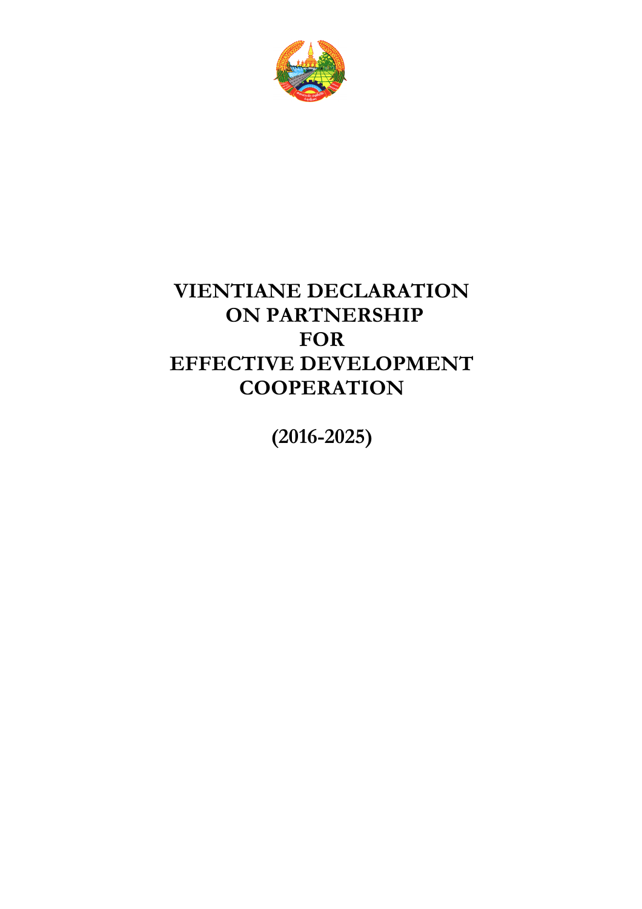# VIENTIANE DECLARATION ON PARTNERSHIP FOR EFFECTIVE DEVELOPMENT COOPERATION

**(2016-2025)**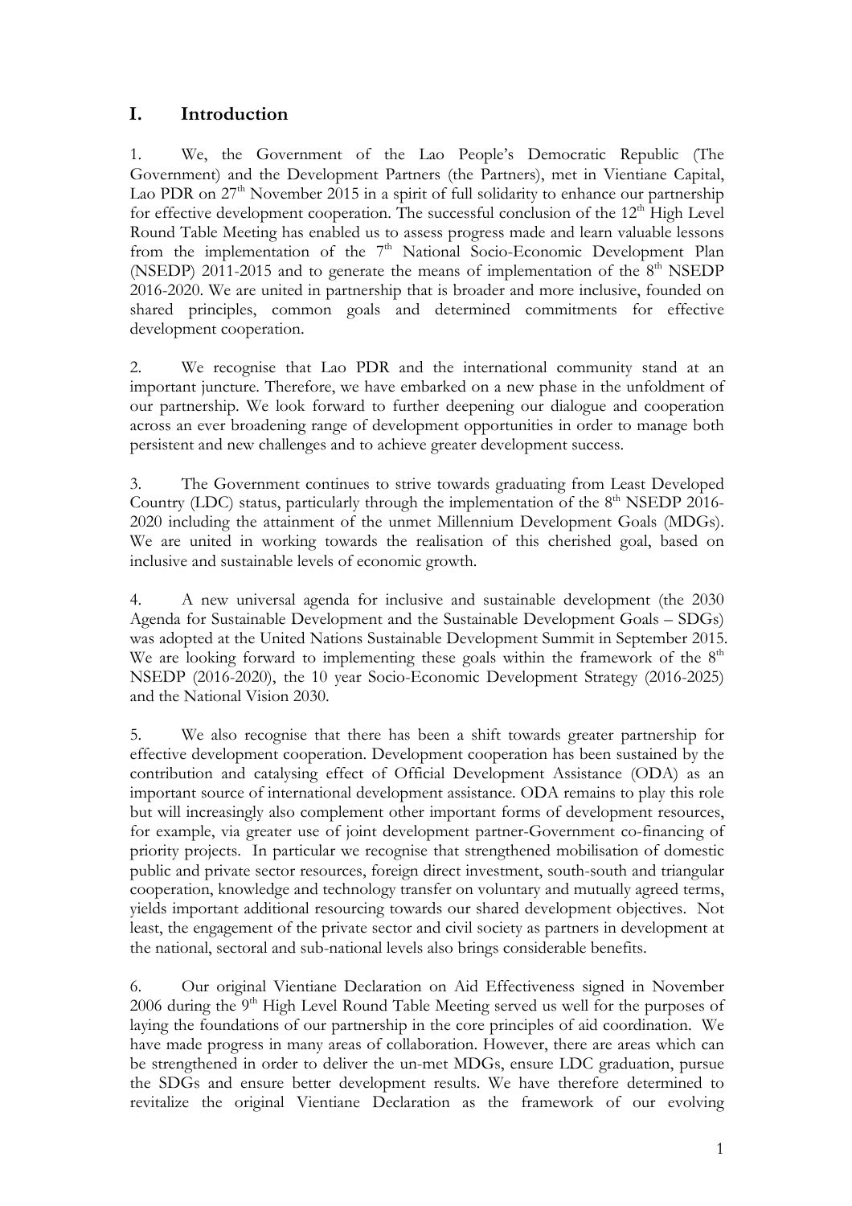## I. Introduction

1. We, the Government of the Lao People's Democratic Republic (The Government) and the Development Partners (the Partners), met in Vientiane Capital, Lao PDR on 27th November 2015 in a spirit of full solidarity to enhance our partnership for effective development cooperation. The successful conclusion of the 12th High Level Round Table Meeting has enabled us to assess progress made and learn valuable lessons from the implementation of the 7th National Socio-Economic Development Plan (NSEDP) 2011-2015 and to generate the means of implementation of the 8th NSEDP 2016-2020. We are united in partnership that is broader and more inclusive, founded on shared principles, common goals and determined commitments for effective development cooperation.

2. We recognise that Lao PDR and the international community stand at an important juncture. Therefore, we have embarked on a new phase in the unfoldment of our partnership. We look forward to further deepening our dialogue and cooperation across an ever broadening range of development opportunities in order to manage both persistent and new challenges and to achieve greater development success.

3. The Government continues to strive towards graduating from Least Developed Country (LDC) status, particularly through the implementation of the 8th NSEDP 2016-2020 including the attainment of the unmet Millennium Development Goals (MDGs). We are united in working towards the realisation of this cherished goal, based on inclusive and sustainable levels of economic growth.

4. A new universal agenda for inclusive and sustainable development (the 2030 Agenda for Sustainable Development and the Sustainable Development Goals – SDGs) was adopted at the United Nations Sustainable Development Summit in September 2015. We are looking forward to implementing these goals within the framework of the 8th NSEDP (2016-2020), the 10 year Socio-Economic Development Strategy (2016-2025) and the National Vision 2030.

5. We also recognise that there has been a shift towards greater partnership for effective development cooperation. Development cooperation has been sustained by the contribution and catalysing effect of Official Development Assistance (ODA) as an important source of international development assistance. ODA remains to play this role but will increasingly also complement other important forms of development resources, for example, via greater use of joint development partner-Government co-financing of priority projects. In particular we recognise that strengthened mobilisation of domestic public and private sector resources, foreign direct investment, south-south and triangular cooperation, knowledge and technology transfer on voluntary and mutually agreed terms, yields important additional resourcing towards our shared development objectives. Not least, the engagement of the private sector and civil society as partners in development at the national, sectoral and sub-national levels also brings considerable benefits.

6. Our original Vientiane Declaration on Aid Effectiveness signed in November 2006 during the 9th High Level Round Table Meeting served us well for the purposes of laying the foundations of our partnership in the core principles of aid coordination. We have made progress in many areas of collaboration. However, there are areas which can be strengthened in order to deliver the un-met MDGs, ensure LDC graduation, pursue the SDGs and ensure better development results. We have therefore determined to revitalize the original Vientiane Declaration as the framework of our evolving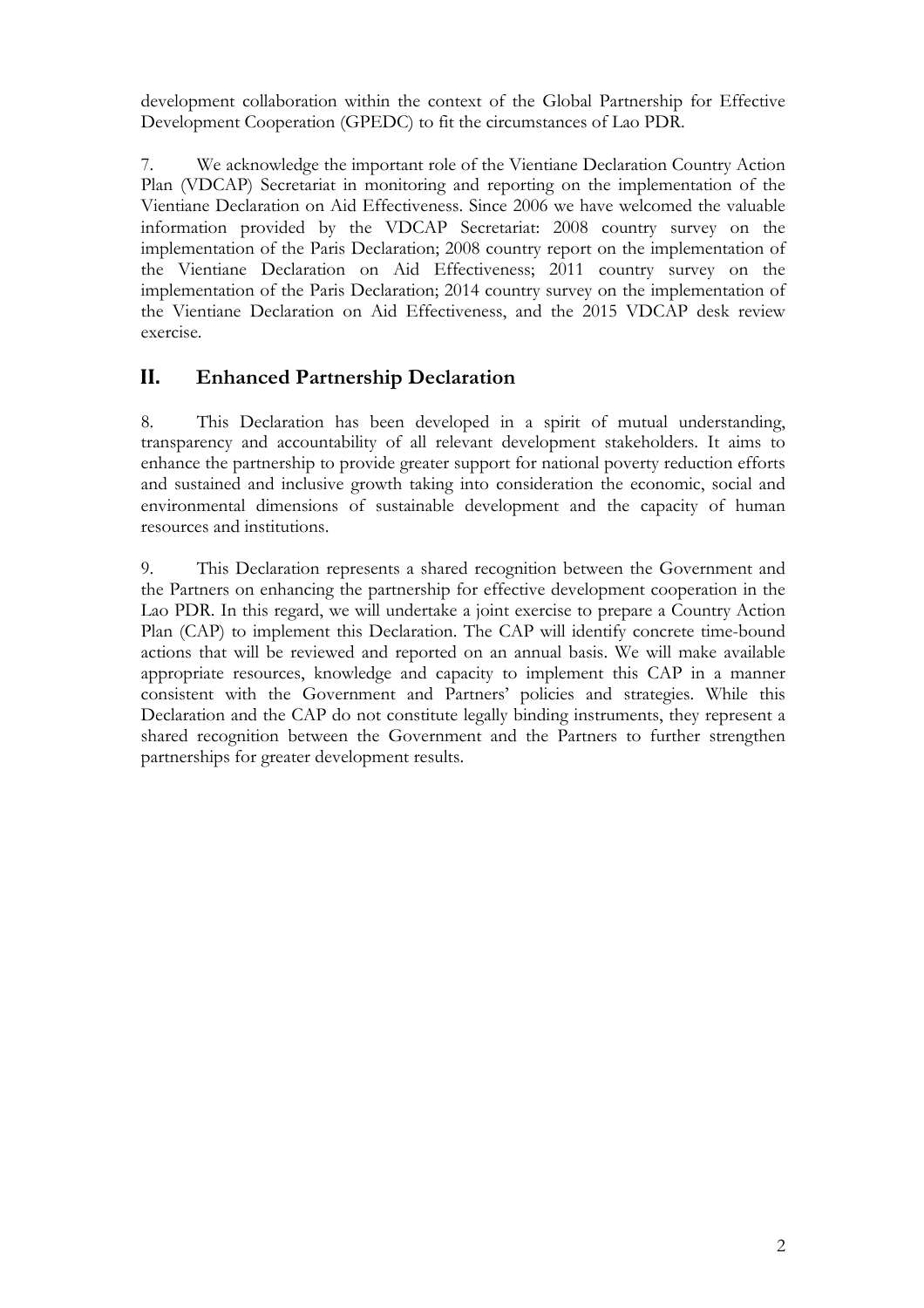development collaboration within the context of the Global Partnership for Effective Development Cooperation (GPEDC) to fit the circumstances of Lao PDR.

7. We acknowledge the important role of the Vientiane Declaration Country Action Plan (VDCAP) Secretariat in monitoring and reporting on the implementation of the Vientiane Declaration on Aid Effectiveness. Since 2006 we have welcomed the valuable information provided by the VDCAP Secretariat: 2008 country survey on the implementation of the Paris Declaration; 2008 country report on the implementation of the Vientiane Declaration on Aid Effectiveness; 2011 country survey on the implementation of the Paris Declaration; 2014 country survey on the implementation of the Vientiane Declaration on Aid Effectiveness, and the 2015 VDCAP desk review exercise.

## II. Enhanced Partnership Declaration

8. This Declaration has been developed in a spirit of mutual understanding, transparency and accountability of all relevant development stakeholders. It aims to enhance the partnership to provide greater support for national poverty reduction efforts and sustained and inclusive growth taking into consideration the economic, social and environmental dimensions of sustainable development and the capacity of human resources and institutions.

9. This Declaration represents a shared recognition between the Government and the Partners on enhancing the partnership for effective development cooperation in the Lao PDR. In this regard, we will undertake a joint exercise to prepare a Country Action Plan (CAP) to implement this Declaration. The CAP will identify concrete time-bound actions that will be reviewed and reported on an annual basis. We will make available appropriate resources, knowledge and capacity to implement this CAP in a manner consistent with the Government and Partners' policies and strategies. While this Declaration and the CAP do not constitute legally binding instruments, they represent a shared recognition between the Government and the Partners to further strengthen partnerships for greater development results.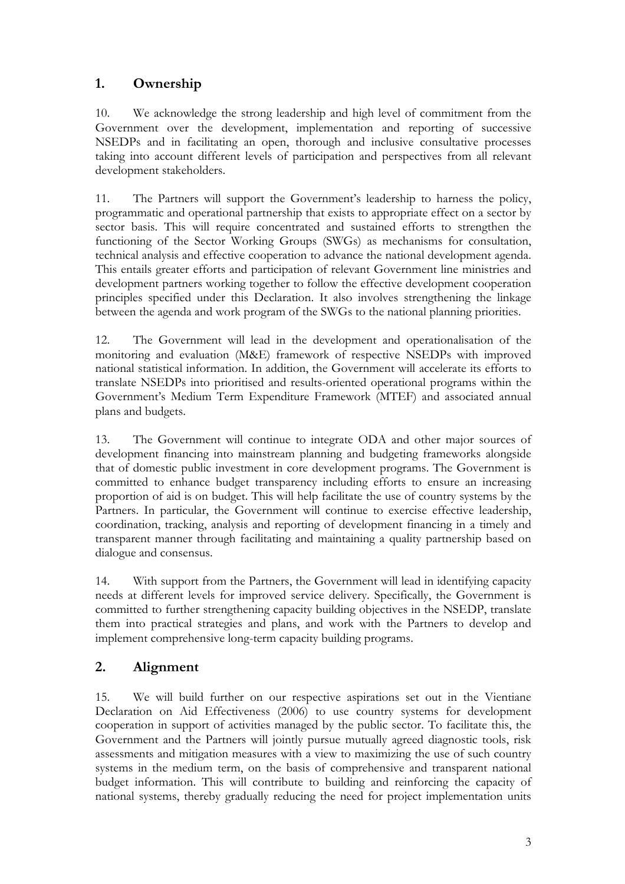## 1. Ownership

10. We acknowledge the strong leadership and high level of commitment from the Government over the development, implementation and reporting of successive NSEDPs and in facilitating an open, thorough and inclusive consultative processes taking into account different levels of participation and perspectives from all relevant development stakeholders.

11. The Partners will support the Government's leadership to harness the policy, programmatic and operational partnership that exists to appropriate effect on a sector by sector basis. This will require concentrated and sustained efforts to strengthen the functioning of the Sector Working Groups (SWGs) as mechanisms for consultation, technical analysis and effective cooperation to advance the national development agenda. This entails greater efforts and participation of relevant Government line ministries and development partners working together to follow the effective development cooperation principles specified under this Declaration. It also involves strengthening the linkage between the agenda and work program of the SWGs to the national planning priorities.

12. The Government will lead in the development and operationalisation of the monitoring and evaluation (M&E) framework of respective NSEDPs with improved national statistical information. In addition, the Government will accelerate its efforts to translate NSEDPs into prioritised and results-oriented operational programs within the Government's Medium Term Expenditure Framework (MTEF) and associated annual plans and budgets.

13. The Government will continue to integrate ODA and other major sources of development financing into mainstream planning and budgeting frameworks alongside that of domestic public investment in core development programs. The Government is committed to enhance budget transparency including efforts to ensure an increasing proportion of aid is on budget. This will help facilitate the use of country systems by the Partners. In particular, the Government will continue to exercise effective leadership, coordination, tracking, analysis and reporting of development financing in a timely and transparent manner through facilitating and maintaining a quality partnership based on dialogue and consensus.

14. With support from the Partners, the Government will lead in identifying capacity needs at different levels for improved service delivery. Specifically, the Government is committed to further strengthening capacity building objectives in the NSEDP, translate them into practical strategies and plans, and work with the Partners to develop and implement comprehensive long-term capacity building programs.

## 2. Alignment

15. We will build further on our respective aspirations set out in the Vientiane Declaration on Aid Effectiveness (2006) to use country systems for development cooperation in support of activities managed by the public sector. To facilitate this, the Government and the Partners will jointly pursue mutually agreed diagnostic tools, risk assessments and mitigation measures with a view to maximizing the use of such country systems in the medium term, on the basis of comprehensive and transparent national budget information. This will contribute to building and reinforcing the capacity of national systems, thereby gradually reducing the need for project implementation units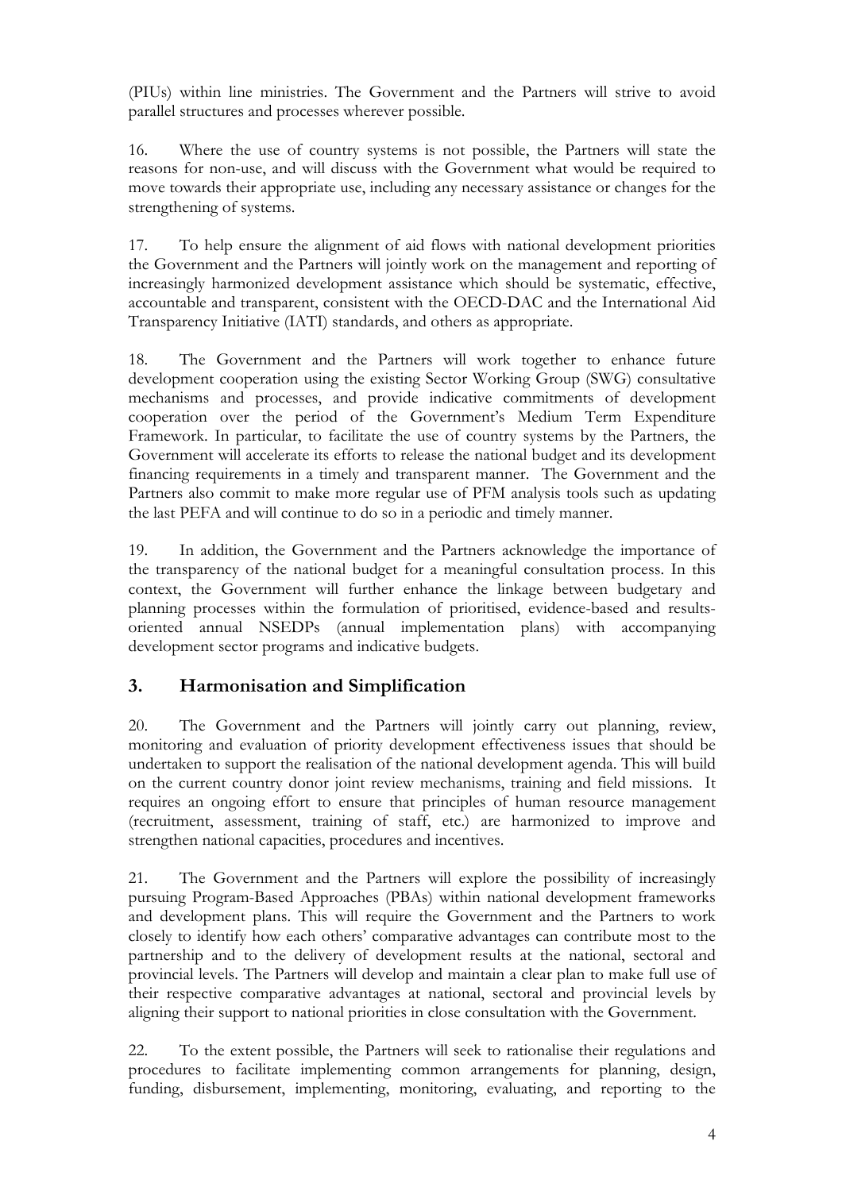(PIUs) within line ministries. The Government and the Partners will strive to avoid parallel structures and processes wherever possible.

16. Where the use of country systems is not possible, the Partners will state the reasons for non-use, and will discuss with the Government what would be required to move towards their appropriate use, including any necessary assistance or changes for the strengthening of systems.

17. To help ensure the alignment of aid flows with national development priorities the Government and the Partners will jointly work on the management and reporting of increasingly harmonized development assistance which should be systematic, effective, accountable and transparent, consistent with the OECD-DAC and the International Aid Transparency Initiative (IATI) standards, and others as appropriate.

18. The Government and the Partners will work together to enhance future development cooperation using the existing Sector Working Group (SWG) consultative mechanisms and processes, and provide indicative commitments of development cooperation over the period of the Government's Medium Term Expenditure Framework. In particular, to facilitate the use of country systems by the Partners, the Government will accelerate its efforts to release the national budget and its development financing requirements in a timely and transparent manner. The Government and the Partners also commit to make more regular use of PFM analysis tools such as updating the last PEFA and will continue to do so in a periodic and timely manner.

19. In addition, the Government and the Partners acknowledge the importance of the transparency of the national budget for a meaningful consultation process. In this context, the Government will further enhance the linkage between budgetary and planning processes within the formulation of prioritised, evidence-based and results-oriented annual NSEDPs (annual implementation plans) with accompanying development sector programs and indicative budgets.

## 3. Harmonisation and Simplification

20. The Government and the Partners will jointly carry out planning, review, monitoring and evaluation of priority development effectiveness issues that should be undertaken to support the realisation of the national development agenda. This will build on the current country donor joint review mechanisms, training and field missions. It requires an ongoing effort to ensure that principles of human resource management (recruitment, assessment, training of staff, etc.) are harmonized to improve and strengthen national capacities, procedures and incentives.

21. The Government and the Partners will explore the possibility of increasingly pursuing Program-Based Approaches (PBAs) within national development frameworks and development plans. This will require the Government and the Partners to work closely to identify how each others' comparative advantages can contribute most to the partnership and to the delivery of development results at the national, sectoral and provincial levels. The Partners will develop and maintain a clear plan to make full use of their respective comparative advantages at national, sectoral and provincial levels by aligning their support to national priorities in close consultation with the Government.

22. To the extent possible, the Partners will seek to rationalise their regulations and procedures to facilitate implementing common arrangements for planning, design, funding, disbursement, implementing, monitoring, evaluating, and reporting to the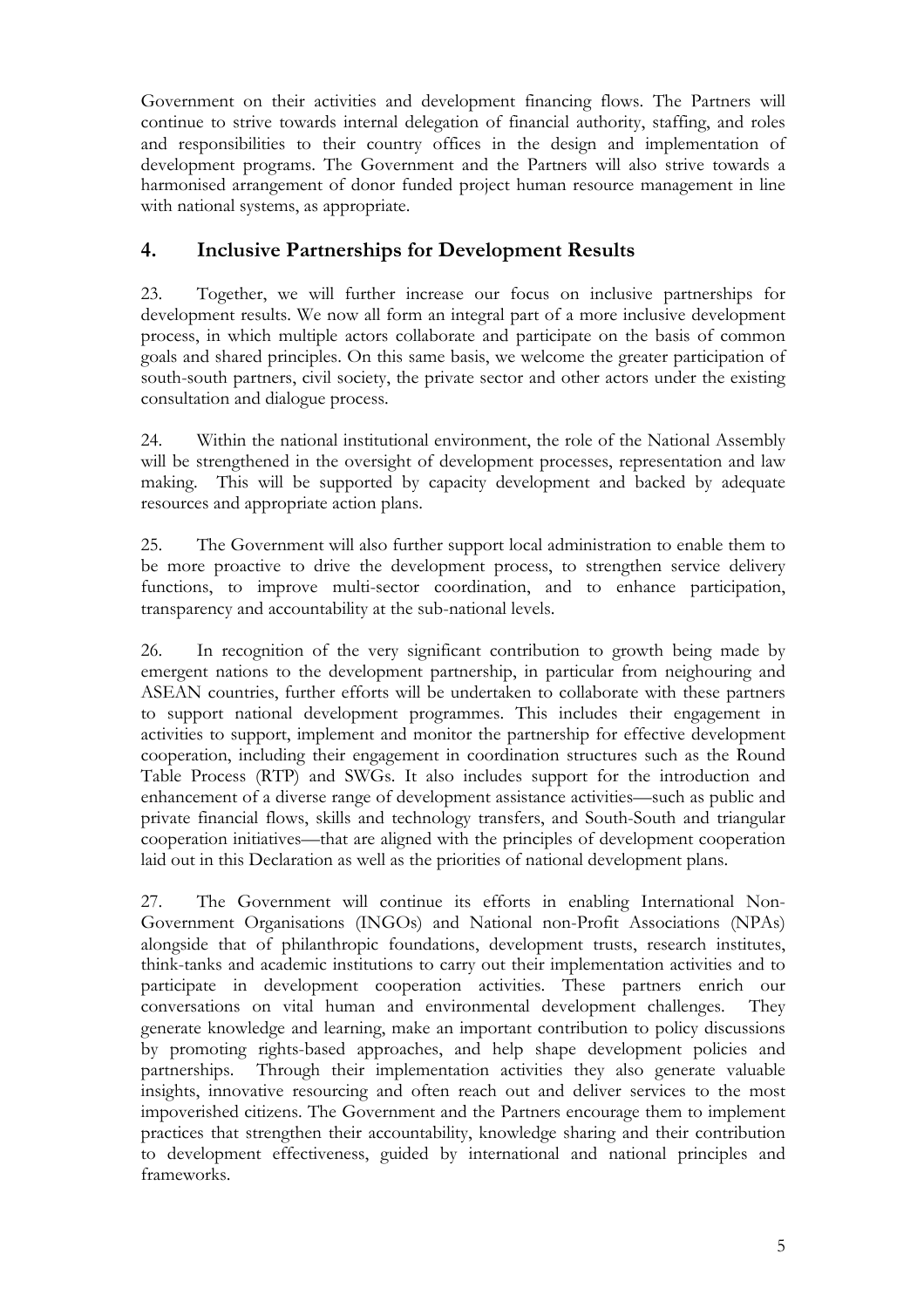Government on their activities and development financing flows. The Partners will continue to strive towards internal delegation of financial authority, staffing, and roles and responsibilities to their country offices in the design and implementation of development programs. The Government and the Partners will also strive towards a harmonised arrangement of donor funded project human resource management in line with national systems, as appropriate.

## 4. Inclusive Partnerships for Development Results

23. Together, we will further increase our focus on inclusive partnerships for development results. We now all form an integral part of a more inclusive development process, in which multiple actors collaborate and participate on the basis of common goals and shared principles. On this same basis, we welcome the greater participation of south-south partners, civil society, the private sector and other actors under the existing consultation and dialogue process.

24. Within the national institutional environment, the role of the National Assembly will be strengthened in the oversight of development processes, representation and law making. This will be supported by capacity development and backed by adequate resources and appropriate action plans.

25. The Government will also further support local administration to enable them to be more proactive to drive the development process, to strengthen service delivery functions, to improve multi-sector coordination, and to enhance participation, transparency and accountability at the sub-national levels.

26. In recognition of the very significant contribution to growth being made by emergent nations to the development partnership, in particular from neighouring and ASEAN countries, further efforts will be undertaken to collaborate with these partners to support national development programmes. This includes their engagement in activities to support, implement and monitor the partnership for effective development cooperation, including their engagement in coordination structures such as the Round Table Process (RTP) and SWGs. It also includes support for the introduction and enhancement of a diverse range of development assistance activities—such as public and private financial flows, skills and technology transfers, and South-South and triangular cooperation initiatives—that are aligned with the principles of development cooperation laid out in this Declaration as well as the priorities of national development plans.

27. The Government will continue its efforts in enabling International Non-Government Organisations (INGOs) and National non-Profit Associations (NPAs) alongside that of philanthropic foundations, development trusts, research institutes, think-tanks and academic institutions to carry out their implementation activities and to participate in development cooperation activities. These partners enrich our conversations on vital human and environmental development challenges. They generate knowledge and learning, make an important contribution to policy discussions by promoting rights-based approaches, and help shape development policies and partnerships. Through their implementation activities they also generate valuable insights, innovative resourcing and often reach out and deliver services to the most impoverished citizens. The Government and the Partners encourage them to implement practices that strengthen their accountability, knowledge sharing and their contribution to development effectiveness, guided by international and national principles and frameworks.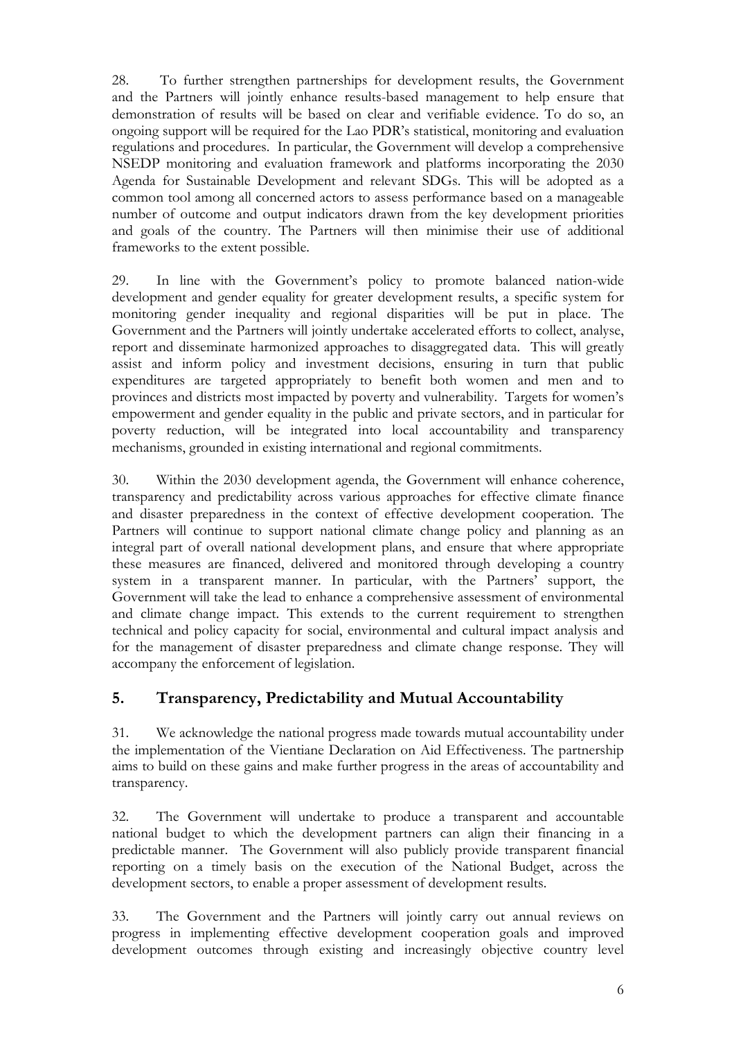28. To further strengthen partnerships for development results, the Government and the Partners will jointly enhance results-based management to help ensure that demonstration of results will be based on clear and verifiable evidence. To do so, an ongoing support will be required for the Lao PDR's statistical, monitoring and evaluation regulations and procedures. In particular, the Government will develop a comprehensive NSEDP monitoring and evaluation framework and platforms incorporating the 2030 Agenda for Sustainable Development and relevant SDGs. This will be adopted as a common tool among all concerned actors to assess performance based on a manageable number of outcome and output indicators drawn from the key development priorities and goals of the country. The Partners will then minimise their use of additional frameworks to the extent possible.

29. In line with the Government's policy to promote balanced nation-wide development and gender equality for greater development results, a specific system for monitoring gender inequality and regional disparities will be put in place. The Government and the Partners will jointly undertake accelerated efforts to collect, analyse, report and disseminate harmonized approaches to disaggregated data. This will greatly assist and inform policy and investment decisions, ensuring in turn that public expenditures are targeted appropriately to benefit both women and men and to provinces and districts most impacted by poverty and vulnerability. Targets for women's empowerment and gender equality in the public and private sectors, and in particular for poverty reduction, will be integrated into local accountability and transparency mechanisms, grounded in existing international and regional commitments.

30. Within the 2030 development agenda, the Government will enhance coherence, transparency and predictability across various approaches for effective climate finance and disaster preparedness in the context of effective development cooperation. The Partners will continue to support national climate change policy and planning as an integral part of overall national development plans, and ensure that where appropriate these measures are financed, delivered and monitored through developing a country system in a transparent manner. In particular, with the Partners' support, the Government will take the lead to enhance a comprehensive assessment of environmental and climate change impact. This extends to the current requirement to strengthen technical and policy capacity for social, environmental and cultural impact analysis and for the management of disaster preparedness and climate change response. They will accompany the enforcement of legislation.

## 5. Transparency, Predictability and Mutual Accountability

31. We acknowledge the national progress made towards mutual accountability under the implementation of the Vientiane Declaration on Aid Effectiveness. The partnership aims to build on these gains and make further progress in the areas of accountability and transparency.

32. The Government will undertake to produce a transparent and accountable national budget to which the development partners can align their financing in a predictable manner. The Government will also publicly provide transparent financial reporting on a timely basis on the execution of the National Budget, across the development sectors, to enable a proper assessment of development results.

33. The Government and the Partners will jointly carry out annual reviews on progress in implementing effective development cooperation goals and improved development outcomes through existing and increasingly objective country level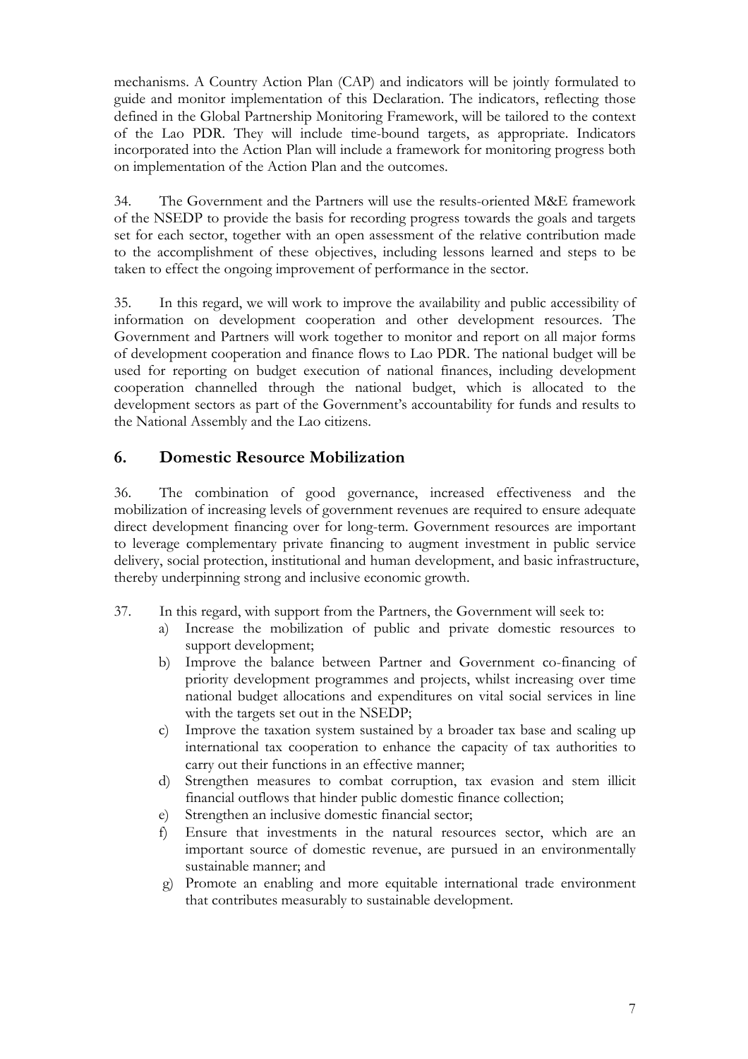mechanisms. A Country Action Plan (CAP) and indicators will be jointly formulated to guide and monitor implementation of this Declaration. The indicators, reflecting those defined in the Global Partnership Monitoring Framework, will be tailored to the context of the Lao PDR. They will include time-bound targets, as appropriate. Indicators incorporated into the Action Plan will include a framework for monitoring progress both on implementation of the Action Plan and the outcomes.

34. The Government and the Partners will use the results-oriented M&E framework of the NSEDP to provide the basis for recording progress towards the goals and targets set for each sector, together with an open assessment of the relative contribution made to the accomplishment of these objectives, including lessons learned and steps to be taken to effect the ongoing improvement of performance in the sector.

35. In this regard, we will work to improve the availability and public accessibility of information on development cooperation and other development resources. The Government and Partners will work together to monitor and report on all major forms of development cooperation and finance flows to Lao PDR. The national budget will be used for reporting on budget execution of national finances, including development cooperation channelled through the national budget, which is allocated to the development sectors as part of the Government's accountability for funds and results to the National Assembly and the Lao citizens.

## 6. Domestic Resource Mobilization

36. The combination of good governance, increased effectiveness and the mobilization of increasing levels of government revenues are required to ensure adequate direct development financing over for long-term. Government resources are important to leverage complementary private financing to augment investment in public service delivery, social protection, institutional and human development, and basic infrastructure, thereby underpinning strong and inclusive economic growth.

37. In this regard, with support from the Partners, the Government will seek to:

a) Increase the mobilization of public and private domestic resources to support development;
b) Improve the balance between Partner and Government co-financing of priority development programmes and projects, whilst increasing over time national budget allocations and expenditures on vital social services in line with the targets set out in the NSEDP;
c) Improve the taxation system sustained by a broader tax base and scaling up international tax cooperation to enhance the capacity of tax authorities to carry out their functions in an effective manner;
d) Strengthen measures to combat corruption, tax evasion and stem illicit financial outflows that hinder public domestic finance collection;
e) Strengthen an inclusive domestic financial sector;
f) Ensure that investments in the natural resources sector, which are an important source of domestic revenue, are pursued in an environmentally sustainable manner; and
g) Promote an enabling and more equitable international trade environment that contributes measurably to sustainable development.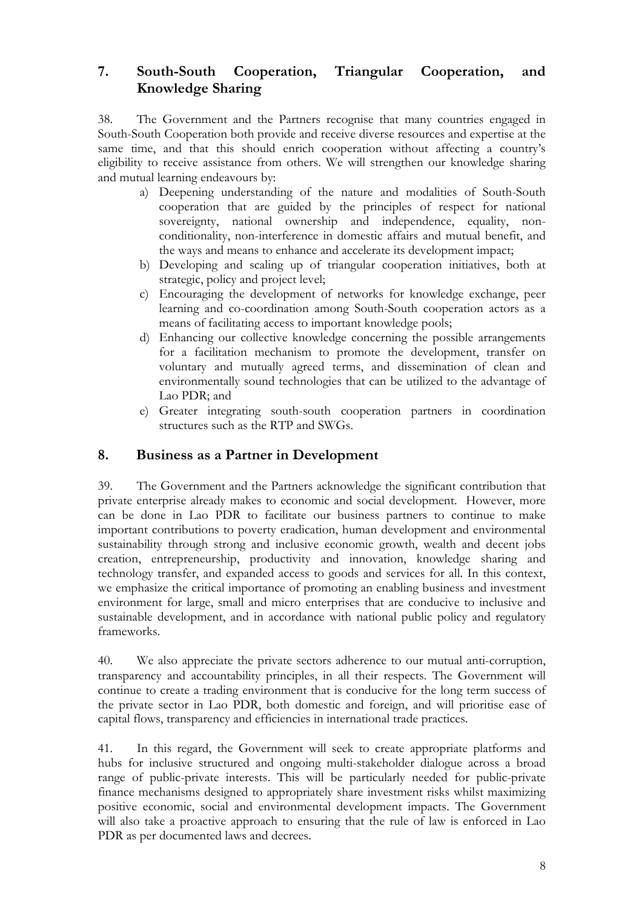## 7. South-South Cooperation, Triangular Cooperation, and Knowledge Sharing

38. The Government and the Partners recognise that many countries engaged in South-South Cooperation both provide and receive diverse resources and expertise at the same time, and that this should enrich cooperation without affecting a country's eligibility to receive assistance from others. We will strengthen our knowledge sharing and mutual learning endeavours by:

a) Deepening understanding of the nature and modalities of South-South cooperation that are guided by the principles of respect for national sovereignty, national ownership and independence, equality, non-conditionality, non-interference in domestic affairs and mutual benefit, and the ways and means to enhance and accelerate its development impact;
b) Developing and scaling up of triangular cooperation initiatives, both at strategic, policy and project level;
c) Encouraging the development of networks for knowledge exchange, peer learning and co-coordination among South-South cooperation actors as a means of facilitating access to important knowledge pools;
d) Enhancing our collective knowledge concerning the possible arrangements for a facilitation mechanism to promote the development, transfer on voluntary and mutually agreed terms, and dissemination of clean and environmentally sound technologies that can be utilized to the advantage of Lao PDR; and
e) Greater integrating south-south cooperation partners in coordination structures such as the RTP and SWGs.

## 8. Business as a Partner in Development

39. The Government and the Partners acknowledge the significant contribution that private enterprise already makes to economic and social development. However, more can be done in Lao PDR to facilitate our business partners to continue to make important contributions to poverty eradication, human development and environmental sustainability through strong and inclusive economic growth, wealth and decent jobs creation, entrepreneurship, productivity and innovation, knowledge sharing and technology transfer, and expanded access to goods and services for all. In this context, we emphasize the critical importance of promoting an enabling business and investment environment for large, small and micro enterprises that are conducive to inclusive and sustainable development, and in accordance with national public policy and regulatory frameworks.

40. We also appreciate the private sectors adherence to our mutual anti-corruption, transparency and accountability principles, in all their respects. The Government will continue to create a trading environment that is conducive for the long term success of the private sector in Lao PDR, both domestic and foreign, and will prioritise ease of capital flows, transparency and efficiencies in international trade practices.

41. In this regard, the Government will seek to create appropriate platforms and hubs for inclusive structured and ongoing multi-stakeholder dialogue across a broad range of public-private interests. This will be particularly needed for public-private finance mechanisms designed to appropriately share investment risks whilst maximizing positive economic, social and environmental development impacts. The Government will also take a proactive approach to ensuring that the rule of law is enforced in Lao PDR as per documented laws and decrees.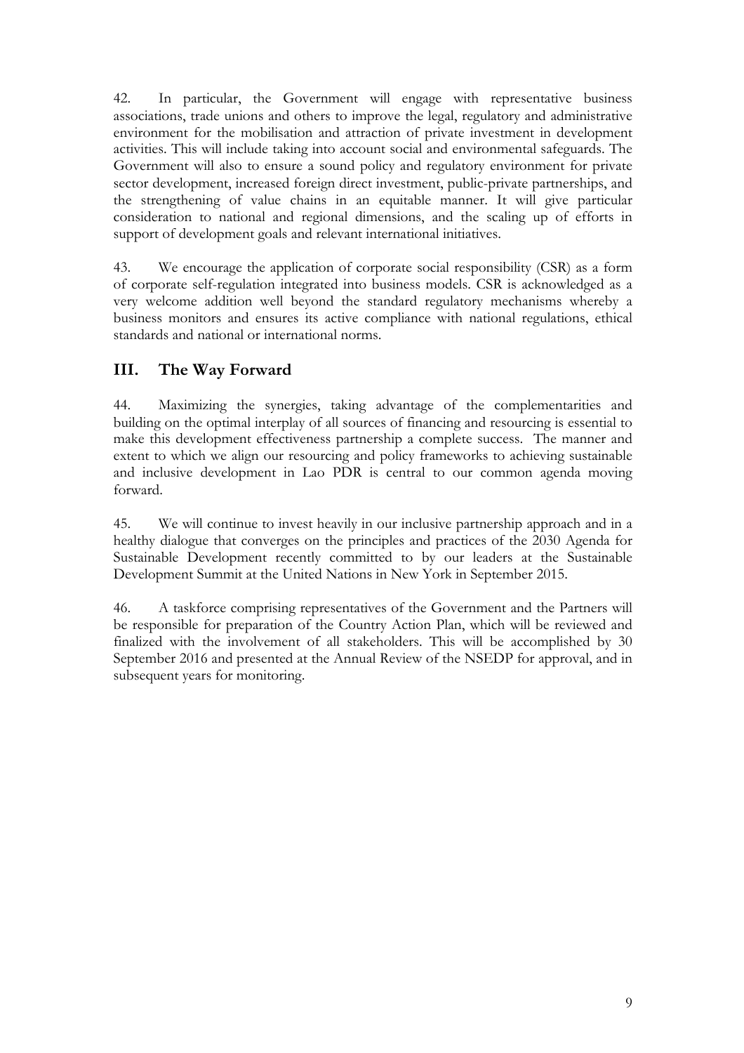42. In particular, the Government will engage with representative business associations, trade unions and others to improve the legal, regulatory and administrative environment for the mobilisation and attraction of private investment in development activities. This will include taking into account social and environmental safeguards. The Government will also to ensure a sound policy and regulatory environment for private sector development, increased foreign direct investment, public-private partnerships, and the strengthening of value chains in an equitable manner. It will give particular consideration to national and regional dimensions, and the scaling up of efforts in support of development goals and relevant international initiatives.

43. We encourage the application of corporate social responsibility (CSR) as a form of corporate self-regulation integrated into business models. CSR is acknowledged as a very welcome addition well beyond the standard regulatory mechanisms whereby a business monitors and ensures its active compliance with national regulations, ethical standards and national or international norms.

## III. The Way Forward

44. Maximizing the synergies, taking advantage of the complementarities and building on the optimal interplay of all sources of financing and resourcing is essential to make this development effectiveness partnership a complete success. The manner and extent to which we align our resourcing and policy frameworks to achieving sustainable and inclusive development in Lao PDR is central to our common agenda moving forward.

45. We will continue to invest heavily in our inclusive partnership approach and in a healthy dialogue that converges on the principles and practices of the 2030 Agenda for Sustainable Development recently committed to by our leaders at the Sustainable Development Summit at the United Nations in New York in September 2015.

46. A taskforce comprising representatives of the Government and the Partners will be responsible for preparation of the Country Action Plan, which will be reviewed and finalized with the involvement of all stakeholders. This will be accomplished by 30 September 2016 and presented at the Annual Review of the NSEDP for approval, and in subsequent years for monitoring.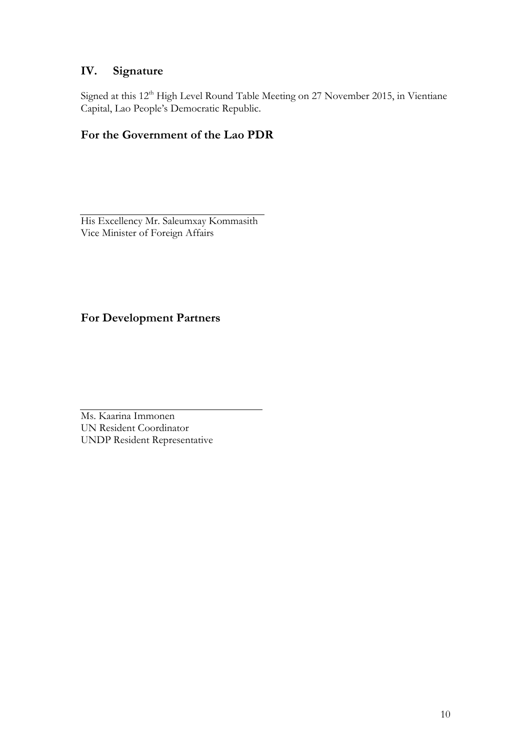## IV. Signature

Signed at this 12th High Level Round Table Meeting on 27 November 2015, in Vientiane Capital, Lao People's Democratic Republic.

### For the Government of the Lao PDR

\_\_\_\_\_\_\_\_\_\_\_\_\_\_\_\_\_\_\_\_\_\_\_\_\_\_\_\_\_\_\_\_\_\_\_

His Excellency Mr. Saleumxay Kommasith
Vice Minister of Foreign Affairs

### For Development Partners

\_\_\_\_\_\_\_\_\_\_\_\_\_\_\_\_\_\_\_\_\_\_\_\_\_\_\_\_\_\_\_\_\_\_\_

Ms. Kaarina Immonen
UN Resident Coordinator
UNDP Resident Representative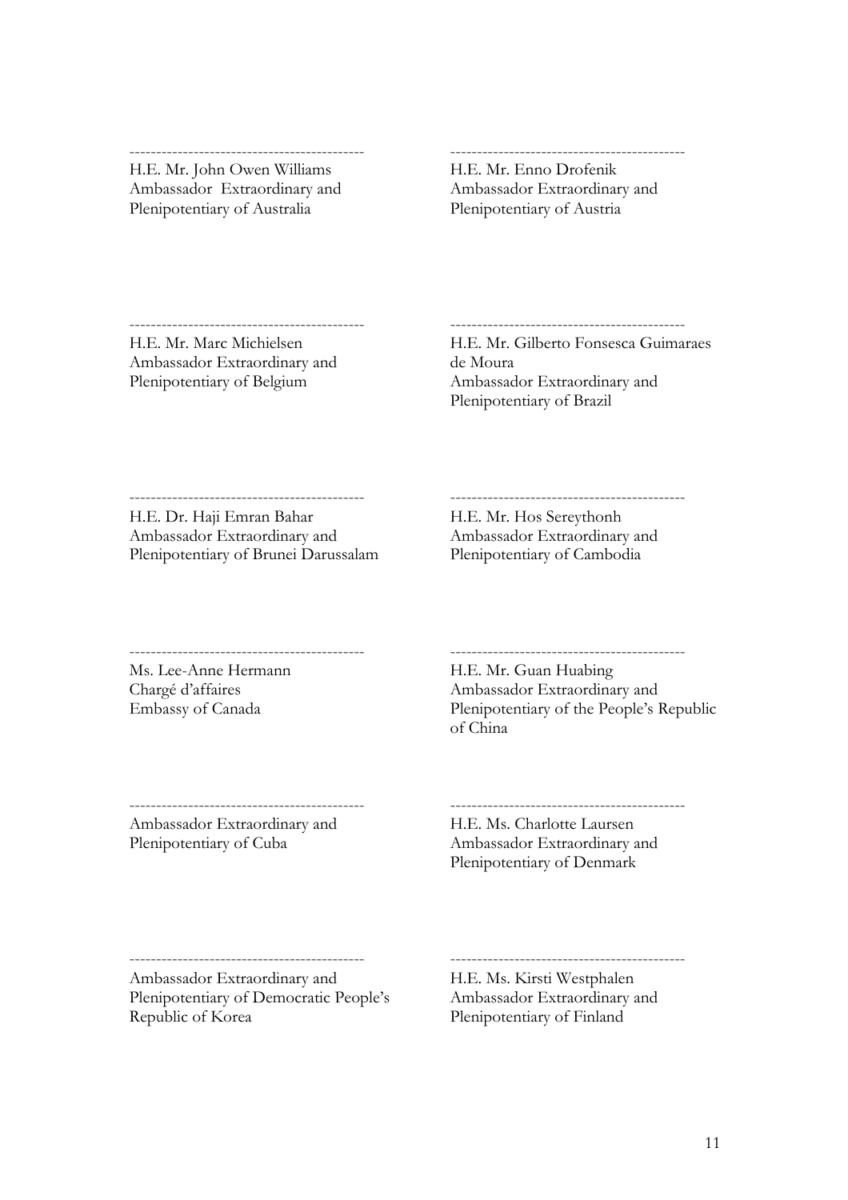-------------------------------------------
H.E. Mr. John Owen Williams
Ambassador Extraordinary and
Plenipotentiary of Australia

-------------------------------------------
H.E. Mr. Enno Drofenik
Ambassador Extraordinary and
Plenipotentiary of Austria

-------------------------------------------
H.E. Mr. Marc Michielsen
Ambassador Extraordinary and
Plenipotentiary of Belgium

-------------------------------------------
H.E. Mr. Gilberto Fonsesca Guimaraes de Moura
Ambassador Extraordinary and
Plenipotentiary of Brazil

-------------------------------------------
H.E. Dr. Haji Emran Bahar
Ambassador Extraordinary and
Plenipotentiary of Brunei Darussalam

-------------------------------------------
H.E. Mr. Hos Sereythonh
Ambassador Extraordinary and
Plenipotentiary of Cambodia

-------------------------------------------
Ms. Lee-Anne Hermann
Chargé d'affaires
Embassy of Canada

-------------------------------------------
H.E. Mr. Guan Huabing
Ambassador Extraordinary and
Plenipotentiary of the People's Republic of China

-------------------------------------------
Ambassador Extraordinary and
Plenipotentiary of Cuba

-------------------------------------------
H.E. Ms. Charlotte Laursen
Ambassador Extraordinary and
Plenipotentiary of Denmark

-------------------------------------------
Ambassador Extraordinary and
Plenipotentiary of Democratic People's Republic of Korea

-------------------------------------------
H.E. Ms. Kirsti Westphalen
Ambassador Extraordinary and
Plenipotentiary of Finland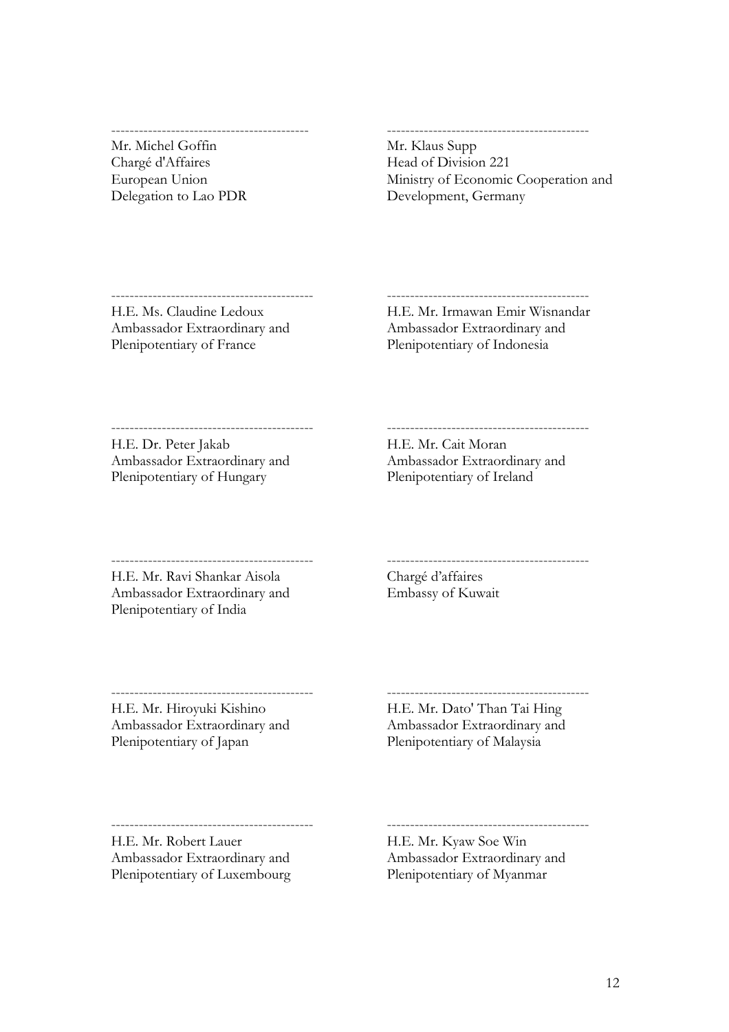-------------------------------------------

Mr. Michel Goffin
Chargé d'Affaires
European Union
Delegation to Lao PDR

-------------------------------------------

Mr. Klaus Supp
Head of Division 221
Ministry of Economic Cooperation and Development, Germany

-------------------------------------------

H.E. Ms. Claudine Ledoux
Ambassador Extraordinary and Plenipotentiary of France

-------------------------------------------

H.E. Mr. Irmawan Emir Wisnandar
Ambassador Extraordinary and Plenipotentiary of Indonesia

-------------------------------------------

H.E. Dr. Peter Jakab
Ambassador Extraordinary and Plenipotentiary of Hungary

-------------------------------------------

H.E. Mr. Cait Moran
Ambassador Extraordinary and Plenipotentiary of Ireland

-------------------------------------------

H.E. Mr. Ravi Shankar Aisola
Ambassador Extraordinary and Plenipotentiary of India

-------------------------------------------

Chargé d'affaires
Embassy of Kuwait

-------------------------------------------

H.E. Mr. Hiroyuki Kishino
Ambassador Extraordinary and Plenipotentiary of Japan

-------------------------------------------

H.E. Mr. Dato' Than Tai Hing
Ambassador Extraordinary and Plenipotentiary of Malaysia

-------------------------------------------

H.E. Mr. Robert Lauer
Ambassador Extraordinary and Plenipotentiary of Luxembourg

-------------------------------------------

H.E. Mr. Kyaw Soe Win
Ambassador Extraordinary and Plenipotentiary of Myanmar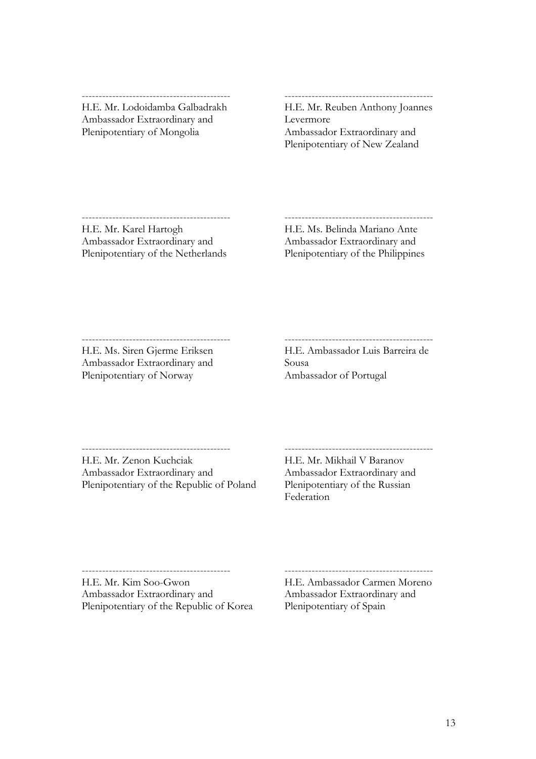-------------------------------------------
H.E. Mr. Lodoidamba Galbadrakh
Ambassador Extraordinary and
Plenipotentiary of Mongolia

-------------------------------------------
H.E. Mr. Reuben Anthony Joannes Levermore
Ambassador Extraordinary and
Plenipotentiary of New Zealand

-------------------------------------------
H.E. Mr. Karel Hartogh
Ambassador Extraordinary and
Plenipotentiary of the Netherlands

-------------------------------------------
H.E. Ms. Belinda Mariano Ante
Ambassador Extraordinary and
Plenipotentiary of the Philippines

-------------------------------------------
H.E. Ms. Siren Gjerme Eriksen
Ambassador Extraordinary and
Plenipotentiary of Norway

-------------------------------------------
H.E. Ambassador Luis Barreira de Sousa
Ambassador of Portugal

-------------------------------------------
H.E. Mr. Zenon Kuchciak
Ambassador Extraordinary and
Plenipotentiary of the Republic of Poland

-------------------------------------------
H.E. Mr. Mikhail V Baranov
Ambassador Extraordinary and
Plenipotentiary of the Russian Federation

-------------------------------------------
H.E. Mr. Kim Soo-Gwon
Ambassador Extraordinary and
Plenipotentiary of the Republic of Korea

-------------------------------------------
H.E. Ambassador Carmen Moreno
Ambassador Extraordinary and
Plenipotentiary of Spain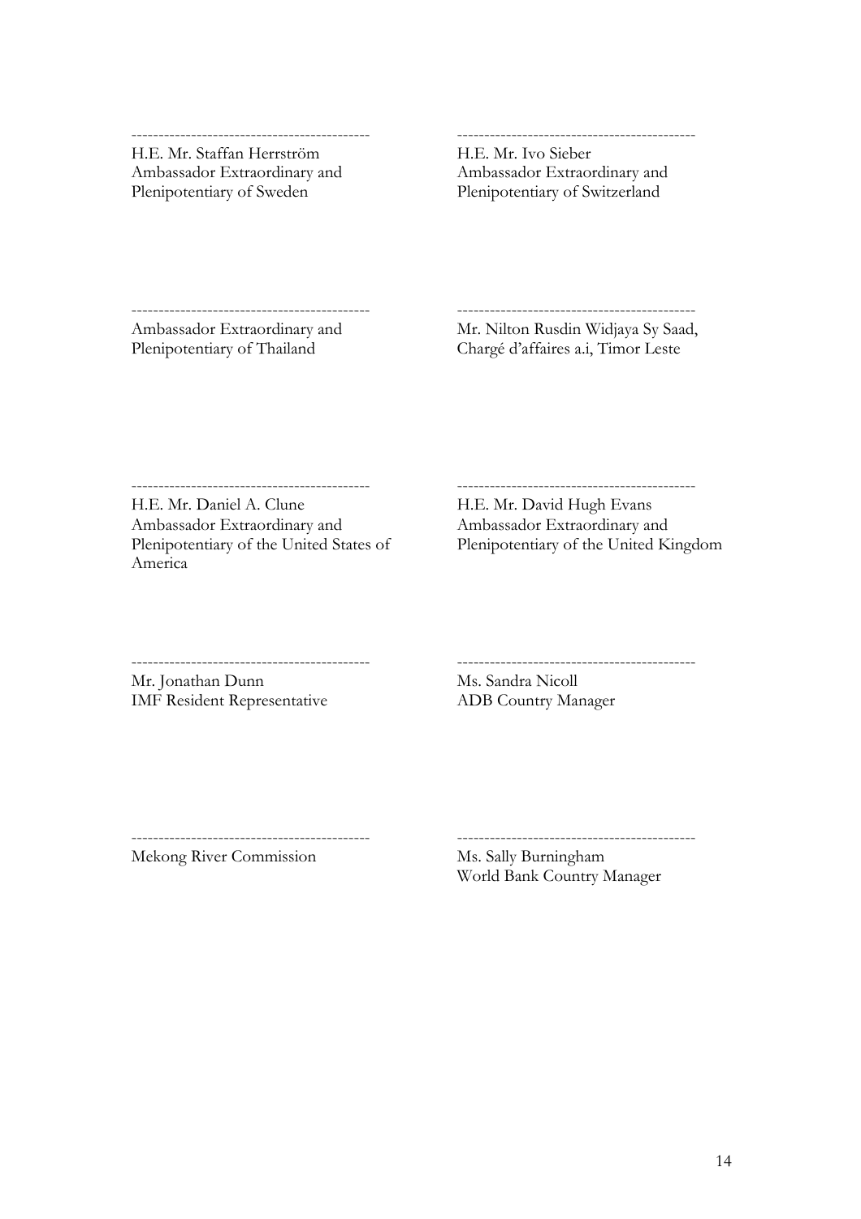-------------------------------------------
H.E. Mr. Staffan Herrström
Ambassador Extraordinary and
Plenipotentiary of Sweden

-------------------------------------------
H.E. Mr. Ivo Sieber
Ambassador Extraordinary and
Plenipotentiary of Switzerland

-------------------------------------------
Ambassador Extraordinary and
Plenipotentiary of Thailand

-------------------------------------------
Mr. Nilton Rusdin Widjaya Sy Saad,
Chargé d'affaires a.i, Timor Leste

-------------------------------------------
H.E. Mr. Daniel A. Clune
Ambassador Extraordinary and
Plenipotentiary of the United States of
America

-------------------------------------------
H.E. Mr. David Hugh Evans
Ambassador Extraordinary and
Plenipotentiary of the United Kingdom

-------------------------------------------
Mr. Jonathan Dunn
IMF Resident Representative

-------------------------------------------
Ms. Sandra Nicoll
ADB Country Manager

-------------------------------------------
Mekong River Commission

-------------------------------------------
Ms. Sally Burningham
World Bank Country Manager